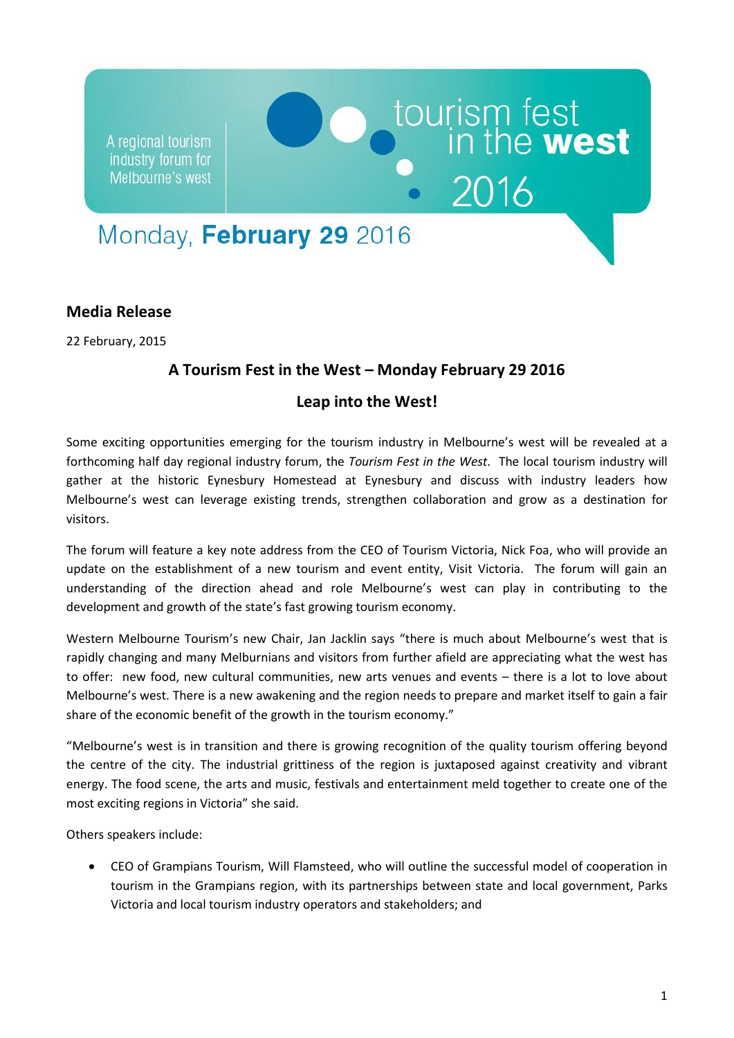A regional tourism industry forum for Melbourne's west

tourism fest in the **west** 2016

Monday, **February 29** 2016

## Media Release

22 February, 2015

### A Tourism Fest in the West – Monday February 29 2016

### Leap into the West!

Some exciting opportunities emerging for the tourism industry in Melbourne's west will be revealed at a forthcoming half day regional industry forum, the *Tourism Fest in the West.* The local tourism industry will gather at the historic Eynesbury Homestead at Eynesbury and discuss with industry leaders how Melbourne's west can leverage existing trends, strengthen collaboration and grow as a destination for visitors.

The forum will feature a key note address from the CEO of Tourism Victoria, Nick Foa, who will provide an update on the establishment of a new tourism and event entity, Visit Victoria. The forum will gain an understanding of the direction ahead and role Melbourne's west can play in contributing to the development and growth of the state's fast growing tourism economy.

Western Melbourne Tourism's new Chair, Jan Jacklin says "there is much about Melbourne's west that is rapidly changing and many Melburnians and visitors from further afield are appreciating what the west has to offer: new food, new cultural communities, new arts venues and events – there is a lot to love about Melbourne's west. There is a new awakening and the region needs to prepare and market itself to gain a fair share of the economic benefit of the growth in the tourism economy."

"Melbourne's west is in transition and there is growing recognition of the quality tourism offering beyond the centre of the city. The industrial grittiness of the region is juxtaposed against creativity and vibrant energy. The food scene, the arts and music, festivals and entertainment meld together to create one of the most exciting regions in Victoria" she said.

Others speakers include:

- CEO of Grampians Tourism, Will Flamsteed, who will outline the successful model of cooperation in tourism in the Grampians region, with its partnerships between state and local government, Parks Victoria and local tourism industry operators and stakeholders; and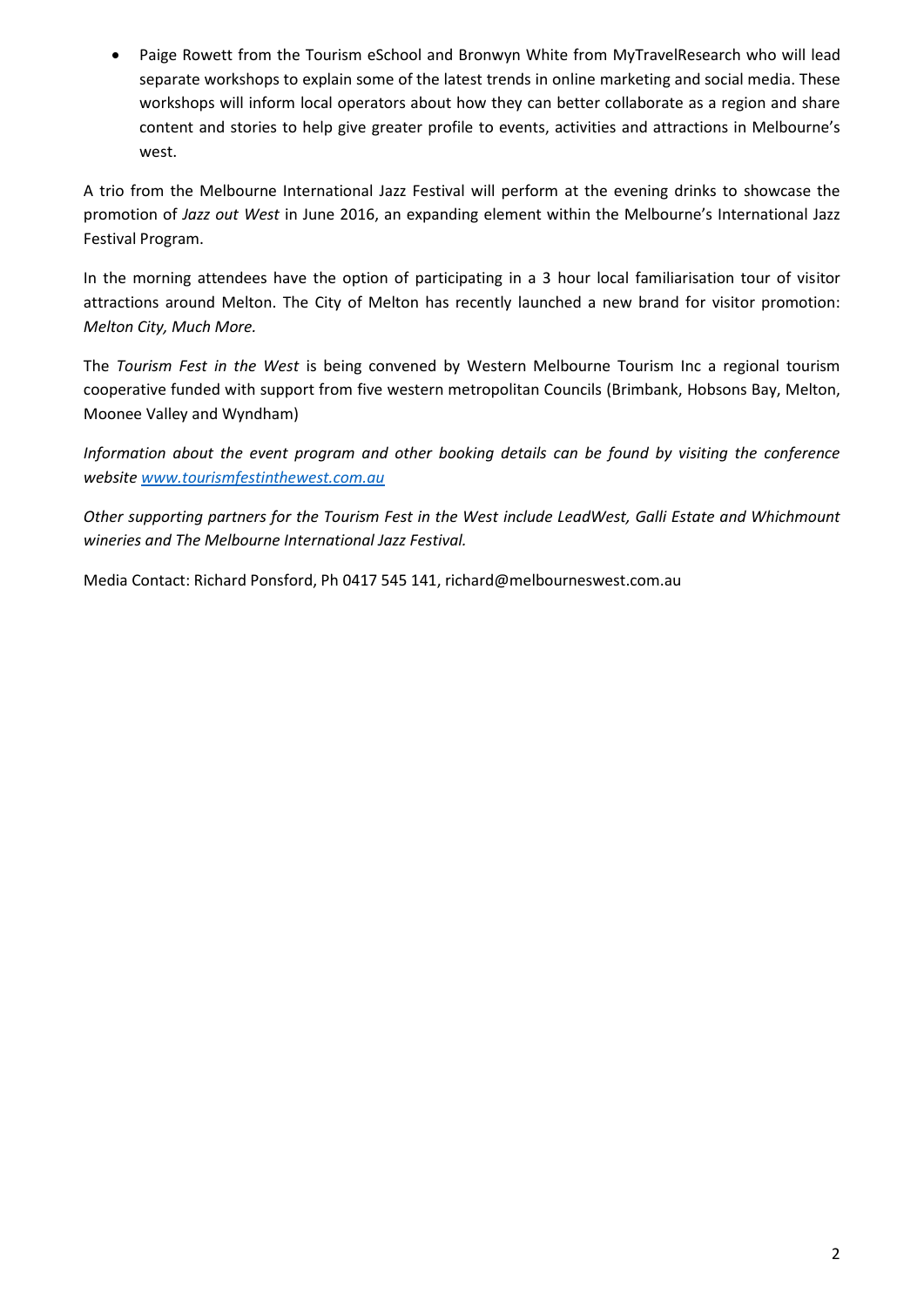- Paige Rowett from the Tourism eSchool and Bronwyn White from MyTravelResearch who will lead separate workshops to explain some of the latest trends in online marketing and social media. These workshops will inform local operators about how they can better collaborate as a region and share content and stories to help give greater profile to events, activities and attractions in Melbourne's west.

A trio from the Melbourne International Jazz Festival will perform at the evening drinks to showcase the promotion of *Jazz out West* in June 2016, an expanding element within the Melbourne's International Jazz Festival Program.

In the morning attendees have the option of participating in a 3 hour local familiarisation tour of visitor attractions around Melton. The City of Melton has recently launched a new brand for visitor promotion: *Melton City, Much More.*

The *Tourism Fest in the West* is being convened by Western Melbourne Tourism Inc a regional tourism cooperative funded with support from five western metropolitan Councils (Brimbank, Hobsons Bay, Melton, Moonee Valley and Wyndham)

*Information about the event program and other booking details can be found by visiting the conference website [www.tourismfestinthewest.com.au](http://www.tourismfestinthewest.com.au)*

*Other supporting partners for the Tourism Fest in the West include LeadWest, Galli Estate and Whichmount wineries and The Melbourne International Jazz Festival.*

Media Contact: Richard Ponsford, Ph 0417 545 141, richard@melbourneswest.com.au